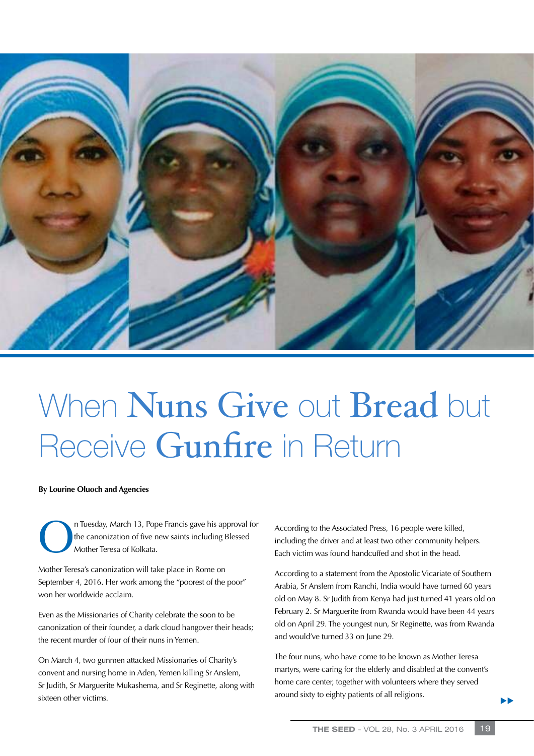# When Nuns Give out Bread but Receive Gunfire in Return

**By Lourine Oluoch and Agencies**

On Tuesday, March 13, Pope Francis gave his approval for the canonization of five new saints including Blessed Mother Teresa of Kolkata.

Mother Teresa's canonization will take place in Rome on September 4, 2016. Her work among the "poorest of the poor" won her worldwide acclaim.

Even as the Missionaries of Charity celebrate the soon to be canonization of their founder, a dark cloud hangover their heads; the recent murder of four of their nuns in Yemen.

On March 4, two gunmen attacked Missionaries of Charity's convent and nursing home in Aden, Yemen killing Sr Anslem, Sr Judith, Sr Marguerite Mukashema, and Sr Reginette, along with sixteen other victims.

According to the Associated Press, 16 people were killed, including the driver and at least two other community helpers. Each victim was found handcuffed and shot in the head.

According to a statement from the Apostolic Vicariate of Southern Arabia, Sr Anslem from Ranchi, India would have turned 60 years old on May 8. Sr Judith from Kenya had just turned 41 years old on February 2. Sr Marguerite from Rwanda would have been 44 years old on April 29. The youngest nun, Sr Reginette, was from Rwanda and would've turned 33 on June 29.

The four nuns, who have come to be known as Mother Teresa martyrs, were caring for the elderly and disabled at the convent's home care center, together with volunteers where they served around sixty to eighty patients of all religions.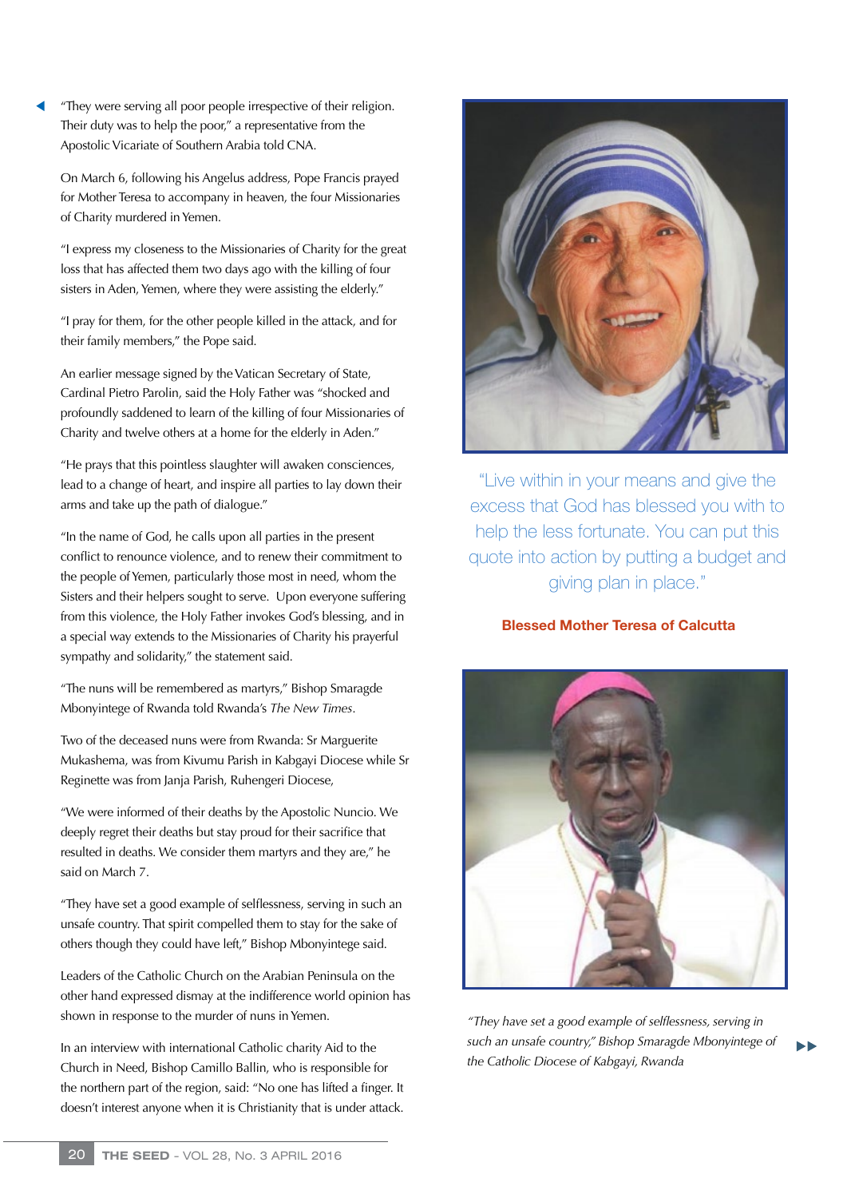"They were serving all poor people irrespective of their religion. Their duty was to help the poor," a representative from the Apostolic Vicariate of Southern Arabia told CNA.

On March 6, following his Angelus address, Pope Francis prayed for Mother Teresa to accompany in heaven, the four Missionaries of Charity murdered in Yemen.

"I express my closeness to the Missionaries of Charity for the great loss that has affected them two days ago with the killing of four sisters in Aden, Yemen, where they were assisting the elderly."

"I pray for them, for the other people killed in the attack, and for their family members," the Pope said.

An earlier message signed by the Vatican Secretary of State, Cardinal Pietro Parolin, said the Holy Father was "shocked and profoundly saddened to learn of the killing of four Missionaries of Charity and twelve others at a home for the elderly in Aden."

"He prays that this pointless slaughter will awaken consciences, lead to a change of heart, and inspire all parties to lay down their arms and take up the path of dialogue."

"In the name of God, he calls upon all parties in the present conflict to renounce violence, and to renew their commitment to the people of Yemen, particularly those most in need, whom the Sisters and their helpers sought to serve. Upon everyone suffering from this violence, the Holy Father invokes God's blessing, and in a special way extends to the Missionaries of Charity his prayerful sympathy and solidarity," the statement said.

"The nuns will be remembered as martyrs," Bishop Smaragde Mbonyintege of Rwanda told Rwanda's *The New Times*.

Two of the deceased nuns were from Rwanda: Sr Marguerite Mukashema, was from Kivumu Parish in Kabgayi Diocese while Sr Reginette was from Janja Parish, Ruhengeri Diocese,

"We were informed of their deaths by the Apostolic Nuncio. We deeply regret their deaths but stay proud for their sacrifice that resulted in deaths. We consider them martyrs and they are," he said on March 7.

"They have set a good example of selflessness, serving in such an unsafe country. That spirit compelled them to stay for the sake of others though they could have left," Bishop Mbonyintege said.

Leaders of the Catholic Church on the Arabian Peninsula on the other hand expressed dismay at the indifference world opinion has shown in response to the murder of nuns in Yemen.

In an interview with international Catholic charity Aid to the Church in Need, Bishop Camillo Ballin, who is responsible for the northern part of the region, said: "No one has lifted a finger. It doesn't interest anyone when it is Christianity that is under attack.

"Live within in your means and give the excess that God has blessed you with to help the less fortunate. You can put this quote into action by putting a budget and giving plan in place."

**Blessed Mother Teresa of Calcutta**

*"They have set a good example of selflessness, serving in such an unsafe country," Bishop Smaragde Mbonyintege of the Catholic Diocese of Kabgayi, Rwanda*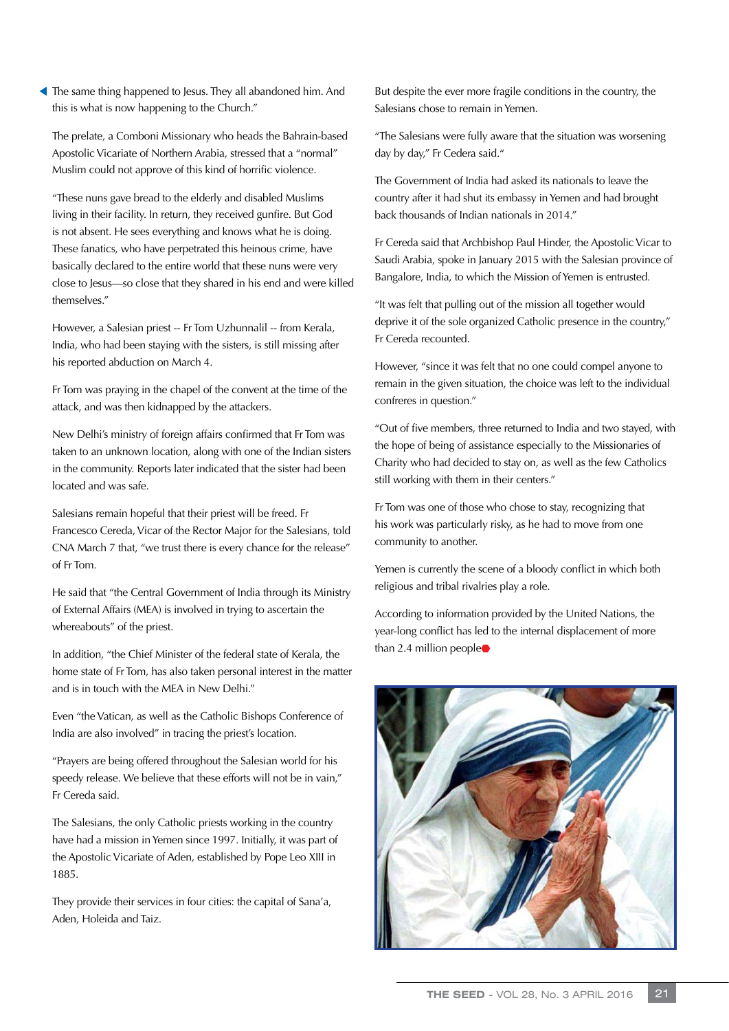The same thing happened to Jesus. They all abandoned him. And this is what is now happening to the Church."

The prelate, a Comboni Missionary who heads the Bahrain-based Apostolic Vicariate of Northern Arabia, stressed that a "normal" Muslim could not approve of this kind of horrific violence.

"These nuns gave bread to the elderly and disabled Muslims living in their facility. In return, they received gunfire. But God is not absent. He sees everything and knows what he is doing. These fanatics, who have perpetrated this heinous crime, have basically declared to the entire world that these nuns were very close to Jesus—so close that they shared in his end and were killed themselves."

However, a Salesian priest -- Fr Tom Uzhunnalil -- from Kerala, India, who had been staying with the sisters, is still missing after his reported abduction on March 4.

Fr Tom was praying in the chapel of the convent at the time of the attack, and was then kidnapped by the attackers.

New Delhi's ministry of foreign affairs confirmed that Fr Tom was taken to an unknown location, along with one of the Indian sisters in the community. Reports later indicated that the sister had been located and was safe.

Salesians remain hopeful that their priest will be freed. Fr Francesco Cereda, Vicar of the Rector Major for the Salesians, told CNA March 7 that, "we trust there is every chance for the release" of Fr Tom.

He said that "the Central Government of India through its Ministry of External Affairs (MEA) is involved in trying to ascertain the whereabouts" of the priest.

In addition, "the Chief Minister of the federal state of Kerala, the home state of Fr Tom, has also taken personal interest in the matter and is in touch with the MEA in New Delhi."

Even "the Vatican, as well as the Catholic Bishops Conference of India are also involved" in tracing the priest's location.

"Prayers are being offered throughout the Salesian world for his speedy release. We believe that these efforts will not be in vain," Fr Cereda said.

The Salesians, the only Catholic priests working in the country have had a mission in Yemen since 1997. Initially, it was part of the Apostolic Vicariate of Aden, established by Pope Leo XIII in 1885.

They provide their services in four cities: the capital of Sana'a, Aden, Holeida and Taiz.

But despite the ever more fragile conditions in the country, the Salesians chose to remain in Yemen.

"The Salesians were fully aware that the situation was worsening day by day," Fr Cedera said."

The Government of India had asked its nationals to leave the country after it had shut its embassy in Yemen and had brought back thousands of Indian nationals in 2014."

Fr Cereda said that Archbishop Paul Hinder, the Apostolic Vicar to Saudi Arabia, spoke in January 2015 with the Salesian province of Bangalore, India, to which the Mission of Yemen is entrusted.

"It was felt that pulling out of the mission all together would deprive it of the sole organized Catholic presence in the country," Fr Cereda recounted.

However, "since it was felt that no one could compel anyone to remain in the given situation, the choice was left to the individual confreres in question."

"Out of five members, three returned to India and two stayed, with the hope of being of assistance especially to the Missionaries of Charity who had decided to stay on, as well as the few Catholics still working with them in their centers."

Fr Tom was one of those who chose to stay, recognizing that his work was particularly risky, as he had to move from one community to another.

Yemen is currently the scene of a bloody conflict in which both religious and tribal rivalries play a role.

According to information provided by the United Nations, the year-long conflict has led to the internal displacement of more than 2.4 million people